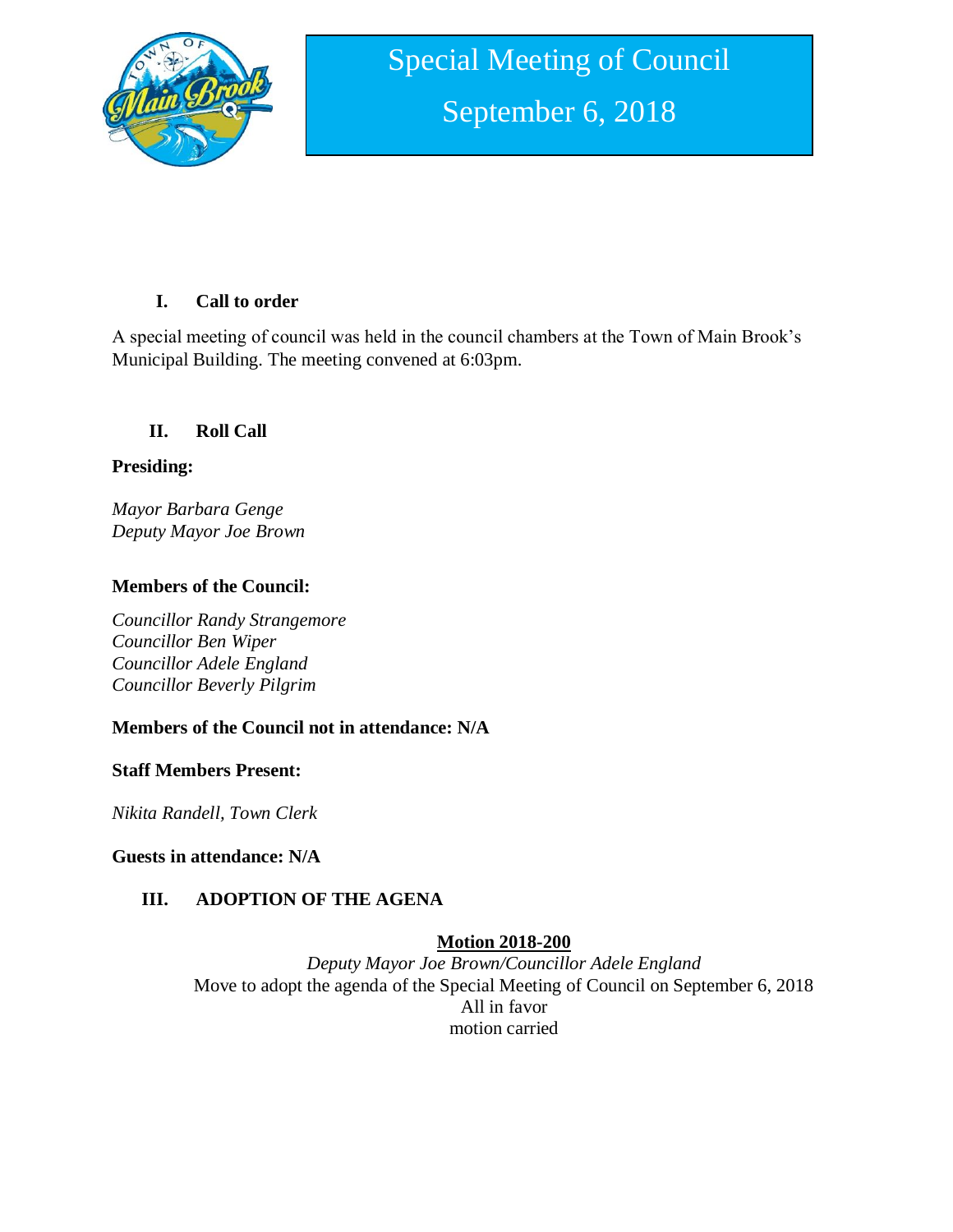# Special Meeting of Council

## September 6, 2018

### I. Call to order

A special meeting of council was held in the council chambers at the Town of Main Brook's Municipal Building. The meeting convened at 6:03pm.

### II. Roll Call

**Presiding:**

*Mayor Barbara Genge*
*Deputy Mayor Joe Brown*

**Members of the Council:**

*Councillor Randy Strangemore*
*Councillor Ben Wiper*
*Councillor Adele England*
*Councillor Beverly Pilgrim*

**Members of the Council not in attendance: N/A**

**Staff Members Present:**

*Nikita Randell, Town Clerk*

**Guests in attendance: N/A**

### III. ADOPTION OF THE AGENA

**Motion 2018-200**

*Deputy Mayor Joe Brown/Councillor Adele England*
Move to adopt the agenda of the Special Meeting of Council on September 6, 2018
All in favor
motion carried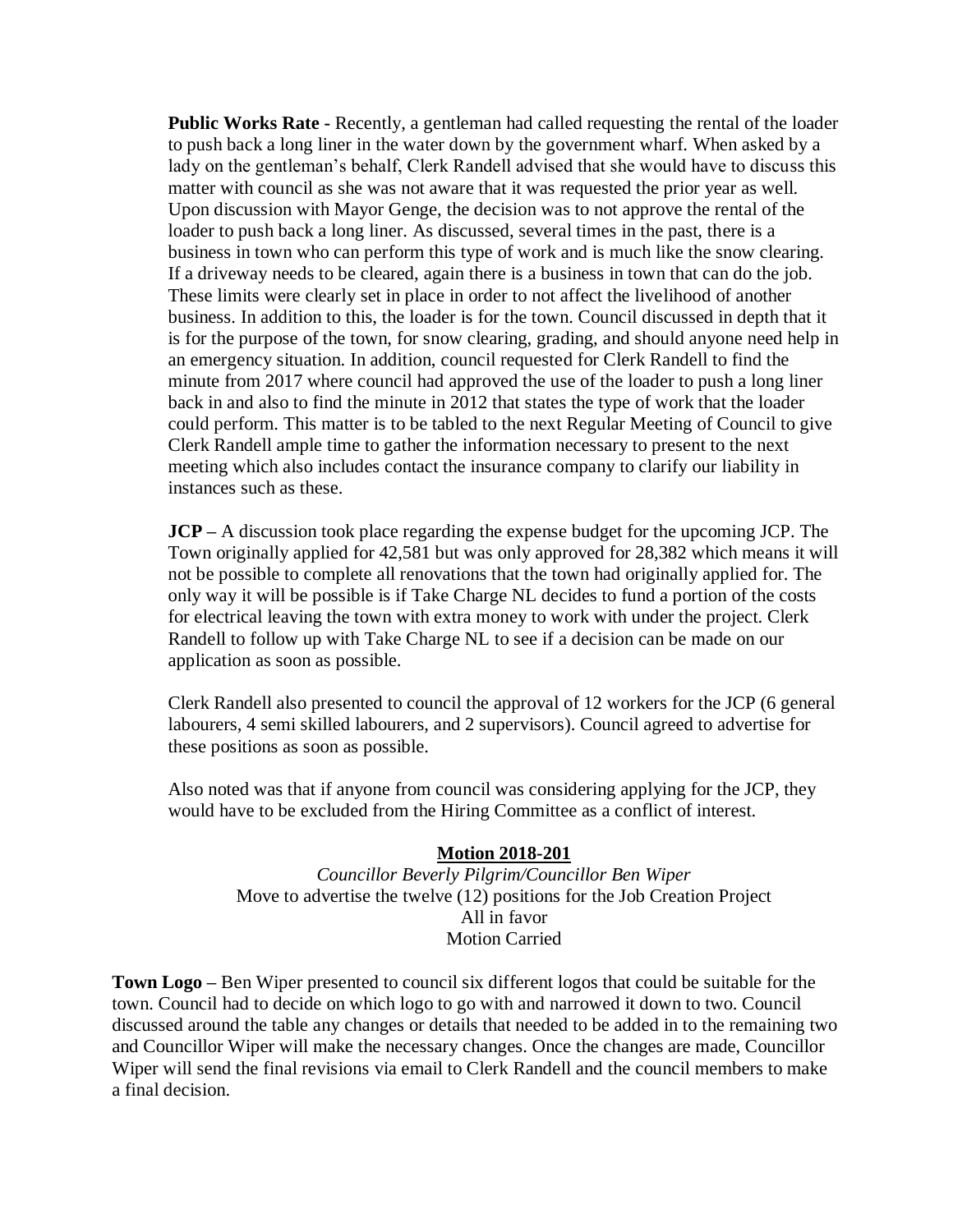**Public Works Rate -** Recently, a gentleman had called requesting the rental of the loader to push back a long liner in the water down by the government wharf. When asked by a lady on the gentleman's behalf, Clerk Randell advised that she would have to discuss this matter with council as she was not aware that it was requested the prior year as well. Upon discussion with Mayor Genge, the decision was to not approve the rental of the loader to push back a long liner. As discussed, several times in the past, there is a business in town who can perform this type of work and is much like the snow clearing. If a driveway needs to be cleared, again there is a business in town that can do the job. These limits were clearly set in place in order to not affect the livelihood of another business. In addition to this, the loader is for the town. Council discussed in depth that it is for the purpose of the town, for snow clearing, grading, and should anyone need help in an emergency situation. In addition, council requested for Clerk Randell to find the minute from 2017 where council had approved the use of the loader to push a long liner back in and also to find the minute in 2012 that states the type of work that the loader could perform. This matter is to be tabled to the next Regular Meeting of Council to give Clerk Randell ample time to gather the information necessary to present to the next meeting which also includes contact the insurance company to clarify our liability in instances such as these.

**JCP –** A discussion took place regarding the expense budget for the upcoming JCP. The Town originally applied for 42,581 but was only approved for 28,382 which means it will not be possible to complete all renovations that the town had originally applied for. The only way it will be possible is if Take Charge NL decides to fund a portion of the costs for electrical leaving the town with extra money to work with under the project. Clerk Randell to follow up with Take Charge NL to see if a decision can be made on our application as soon as possible.

Clerk Randell also presented to council the approval of 12 workers for the JCP (6 general labourers, 4 semi skilled labourers, and 2 supervisors). Council agreed to advertise for these positions as soon as possible.

Also noted was that if anyone from council was considering applying for the JCP, they would have to be excluded from the Hiring Committee as a conflict of interest.

**Motion 2018-201**

*Councillor Beverly Pilgrim/Councillor Ben Wiper*

Move to advertise the twelve (12) positions for the Job Creation Project

All in favor

Motion Carried

**Town Logo –** Ben Wiper presented to council six different logos that could be suitable for the town. Council had to decide on which logo to go with and narrowed it down to two. Council discussed around the table any changes or details that needed to be added in to the remaining two and Councillor Wiper will make the necessary changes. Once the changes are made, Councillor Wiper will send the final revisions via email to Clerk Randell and the council members to make a final decision.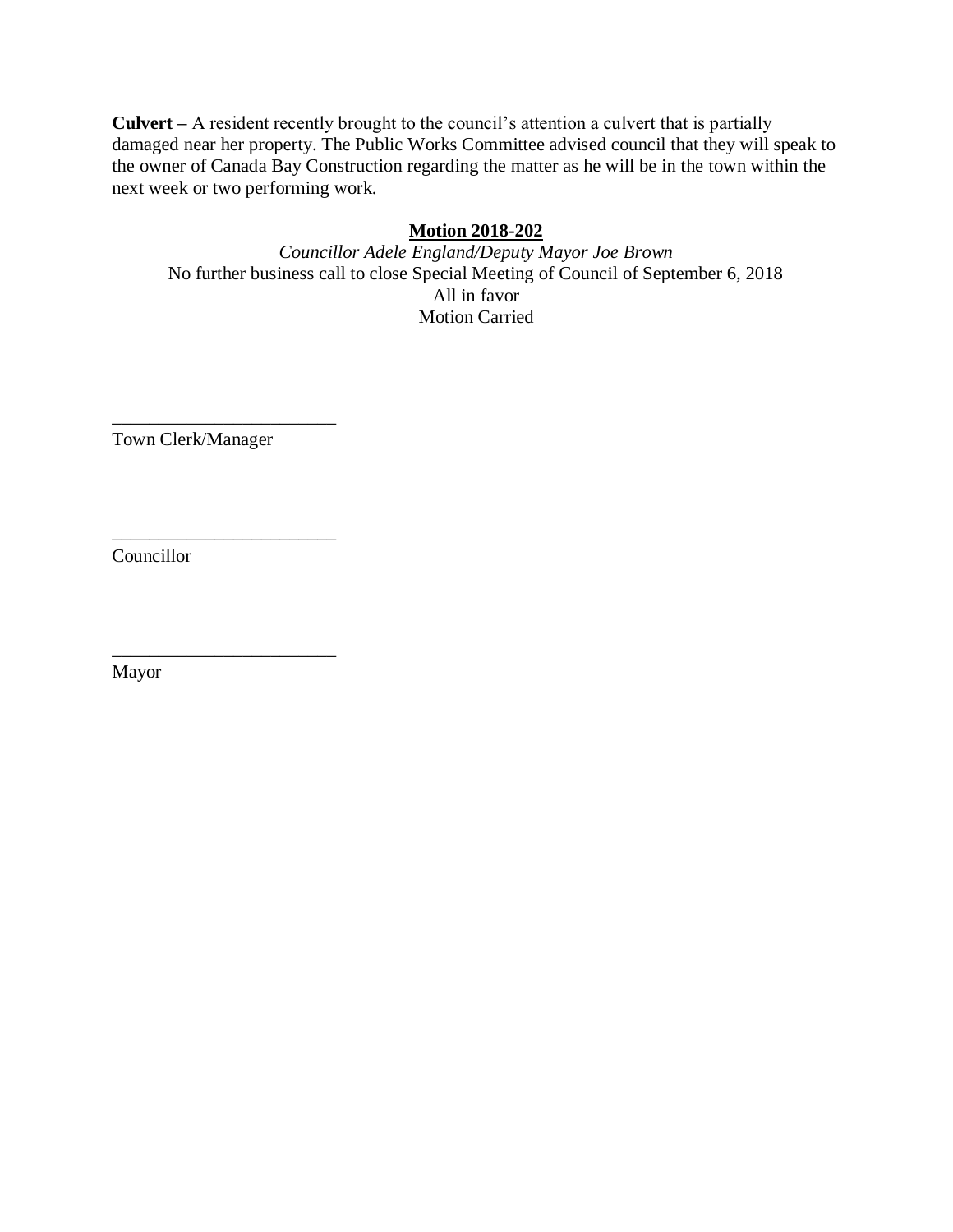**Culvert –** A resident recently brought to the council's attention a culvert that is partially damaged near her property. The Public Works Committee advised council that they will speak to the owner of Canada Bay Construction regarding the matter as he will be in the town within the next week or two performing work.

**Motion 2018-202**

*Councillor Adele England/Deputy Mayor Joe Brown*
No further business call to close Special Meeting of Council of September 6, 2018
All in favor
Motion Carried

________________________
Town Clerk/Manager

________________________
Councillor

________________________
Mayor